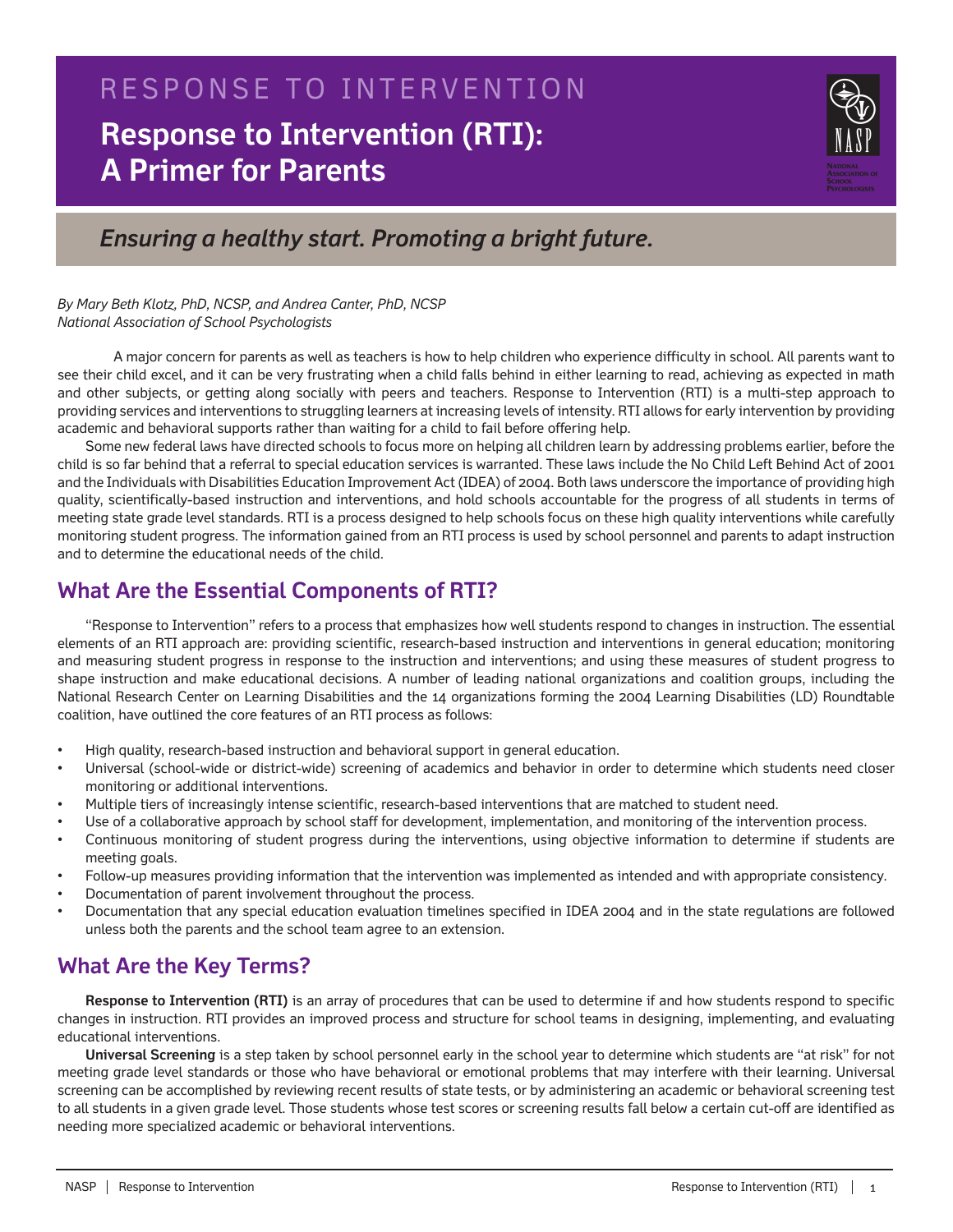RESPONSE TO INTERVENTION

# Response to Intervention (RTI): A Primer for Parents

*Ensuring a healthy start. Promoting a bright future.*

*By Mary Beth Klotz, PhD, NCSP, and Andrea Canter, PhD, NCSP*
*National Association of School Psychologists*

A major concern for parents as well as teachers is how to help children who experience difficulty in school. All parents want to see their child excel, and it can be very frustrating when a child falls behind in either learning to read, achieving as expected in math and other subjects, or getting along socially with peers and teachers. Response to Intervention (RTI) is a multi-step approach to providing services and interventions to struggling learners at increasing levels of intensity. RTI allows for early intervention by providing academic and behavioral supports rather than waiting for a child to fail before offering help.

Some new federal laws have directed schools to focus more on helping all children learn by addressing problems earlier, before the child is so far behind that a referral to special education services is warranted. These laws include the No Child Left Behind Act of 2001 and the Individuals with Disabilities Education Improvement Act (IDEA) of 2004. Both laws underscore the importance of providing high quality, scientifically-based instruction and interventions, and hold schools accountable for the progress of all students in terms of meeting state grade level standards. RTI is a process designed to help schools focus on these high quality interventions while carefully monitoring student progress. The information gained from an RTI process is used by school personnel and parents to adapt instruction and to determine the educational needs of the child.

## What Are the Essential Components of RTI?

"Response to Intervention" refers to a process that emphasizes how well students respond to changes in instruction. The essential elements of an RTI approach are: providing scientific, research-based instruction and interventions in general education; monitoring and measuring student progress in response to the instruction and interventions; and using these measures of student progress to shape instruction and make educational decisions. A number of leading national organizations and coalition groups, including the National Research Center on Learning Disabilities and the 14 organizations forming the 2004 Learning Disabilities (LD) Roundtable coalition, have outlined the core features of an RTI process as follows:

- High quality, research-based instruction and behavioral support in general education.
- Universal (school-wide or district-wide) screening of academics and behavior in order to determine which students need closer monitoring or additional interventions.
- Multiple tiers of increasingly intense scientific, research-based interventions that are matched to student need.
- Use of a collaborative approach by school staff for development, implementation, and monitoring of the intervention process.
- Continuous monitoring of student progress during the interventions, using objective information to determine if students are meeting goals.
- Follow-up measures providing information that the intervention was implemented as intended and with appropriate consistency.
- Documentation of parent involvement throughout the process.
- Documentation that any special education evaluation timelines specified in IDEA 2004 and in the state regulations are followed unless both the parents and the school team agree to an extension.

## What Are the Key Terms?

**Response to Intervention (RTI)** is an array of procedures that can be used to determine if and how students respond to specific changes in instruction. RTI provides an improved process and structure for school teams in designing, implementing, and evaluating educational interventions.

**Universal Screening** is a step taken by school personnel early in the school year to determine which students are "at risk" for not meeting grade level standards or those who have behavioral or emotional problems that may interfere with their learning. Universal screening can be accomplished by reviewing recent results of state tests, or by administering an academic or behavioral screening test to all students in a given grade level. Those students whose test scores or screening results fall below a certain cut-off are identified as needing more specialized academic or behavioral interventions.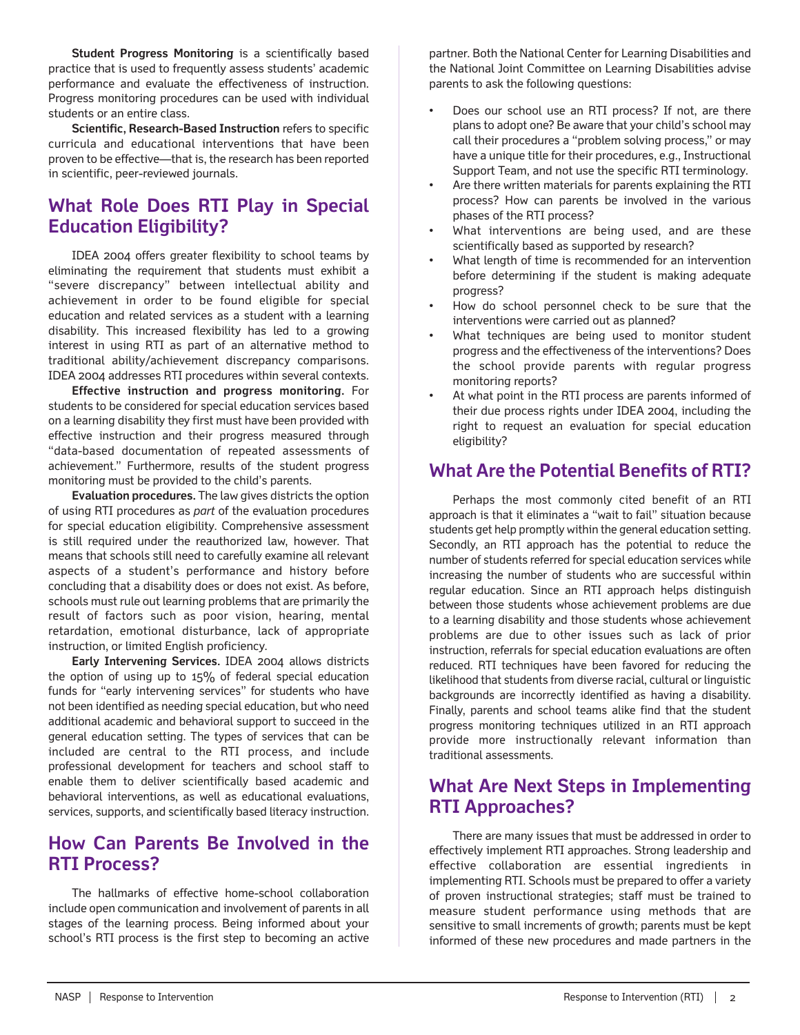**Student Progress Monitoring** is a scientifically based practice that is used to frequently assess students' academic performance and evaluate the effectiveness of instruction. Progress monitoring procedures can be used with individual students or an entire class.

**Scientific, Research-Based Instruction** refers to specific curricula and educational interventions that have been proven to be effective—that is, the research has been reported in scientific, peer-reviewed journals.

## What Role Does RTI Play in Special Education Eligibility?

IDEA 2004 offers greater flexibility to school teams by eliminating the requirement that students must exhibit a "severe discrepancy" between intellectual ability and achievement in order to be found eligible for special education and related services as a student with a learning disability. This increased flexibility has led to a growing interest in using RTI as part of an alternative method to traditional ability/achievement discrepancy comparisons. IDEA 2004 addresses RTI procedures within several contexts.

**Effective instruction and progress monitoring.** For students to be considered for special education services based on a learning disability they first must have been provided with effective instruction and their progress measured through "data-based documentation of repeated assessments of achievement." Furthermore, results of the student progress monitoring must be provided to the child's parents.

**Evaluation procedures.** The law gives districts the option of using RTI procedures as *part* of the evaluation procedures for special education eligibility. Comprehensive assessment is still required under the reauthorized law, however. That means that schools still need to carefully examine all relevant aspects of a student's performance and history before concluding that a disability does or does not exist. As before, schools must rule out learning problems that are primarily the result of factors such as poor vision, hearing, mental retardation, emotional disturbance, lack of appropriate instruction, or limited English proficiency.

**Early Intervening Services.** IDEA 2004 allows districts the option of using up to 15% of federal special education funds for "early intervening services" for students who have not been identified as needing special education, but who need additional academic and behavioral support to succeed in the general education setting. The types of services that can be included are central to the RTI process, and include professional development for teachers and school staff to enable them to deliver scientifically based academic and behavioral interventions, as well as educational evaluations, services, supports, and scientifically based literacy instruction.

## How Can Parents Be Involved in the RTI Process?

The hallmarks of effective home-school collaboration include open communication and involvement of parents in all stages of the learning process. Being informed about your school's RTI process is the first step to becoming an active partner. Both the National Center for Learning Disabilities and the National Joint Committee on Learning Disabilities advise parents to ask the following questions:

- Does our school use an RTI process? If not, are there plans to adopt one? Be aware that your child's school may call their procedures a "problem solving process," or may have a unique title for their procedures, e.g., Instructional Support Team, and not use the specific RTI terminology.
- Are there written materials for parents explaining the RTI process? How can parents be involved in the various phases of the RTI process?
- What interventions are being used, and are these scientifically based as supported by research?
- What length of time is recommended for an intervention before determining if the student is making adequate progress?
- How do school personnel check to be sure that the interventions were carried out as planned?
- What techniques are being used to monitor student progress and the effectiveness of the interventions? Does the school provide parents with regular progress monitoring reports?
- At what point in the RTI process are parents informed of their due process rights under IDEA 2004, including the right to request an evaluation for special education eligibility?

## What Are the Potential Benefits of RTI?

Perhaps the most commonly cited benefit of an RTI approach is that it eliminates a "wait to fail" situation because students get help promptly within the general education setting. Secondly, an RTI approach has the potential to reduce the number of students referred for special education services while increasing the number of students who are successful within regular education. Since an RTI approach helps distinguish between those students whose achievement problems are due to a learning disability and those students whose achievement problems are due to other issues such as lack of prior instruction, referrals for special education evaluations are often reduced. RTI techniques have been favored for reducing the likelihood that students from diverse racial, cultural or linguistic backgrounds are incorrectly identified as having a disability. Finally, parents and school teams alike find that the student progress monitoring techniques utilized in an RTI approach provide more instructionally relevant information than traditional assessments.

## What Are Next Steps in Implementing RTI Approaches?

There are many issues that must be addressed in order to effectively implement RTI approaches. Strong leadership and effective collaboration are essential ingredients in implementing RTI. Schools must be prepared to offer a variety of proven instructional strategies; staff must be trained to measure student performance using methods that are sensitive to small increments of growth; parents must be kept informed of these new procedures and made partners in the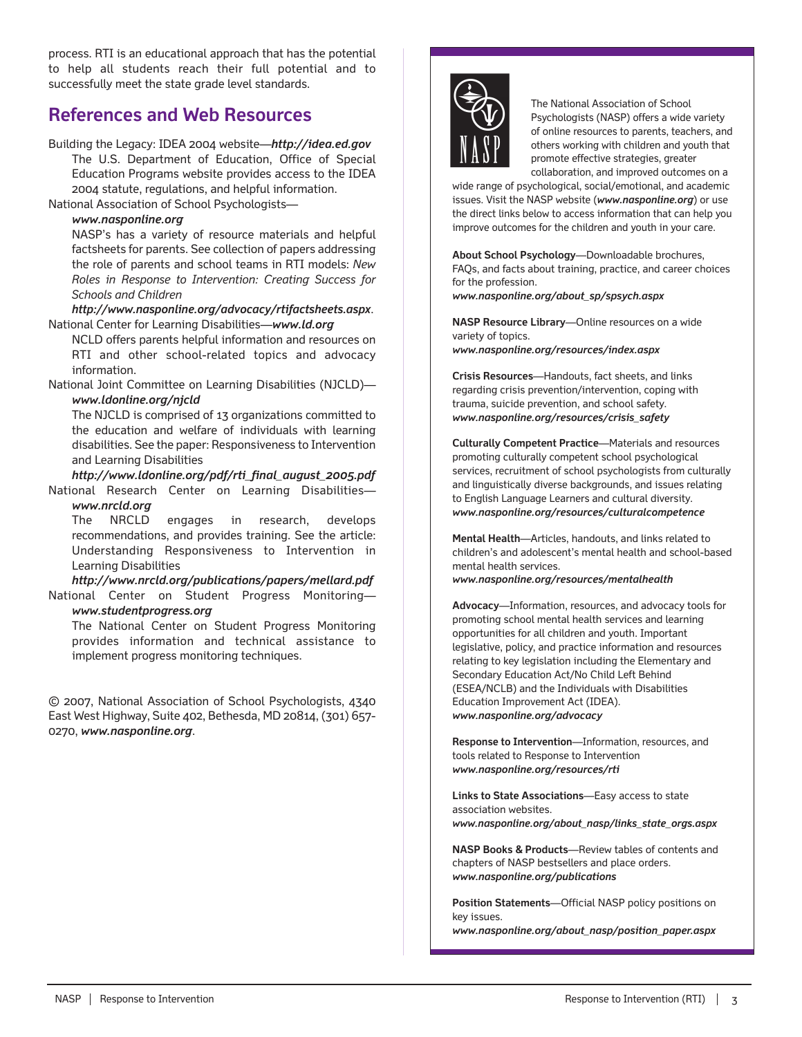process. RTI is an educational approach that has the potential to help all students reach their full potential and to successfully meet the state grade level standards.

## References and Web Resources

Building the Legacy: IDEA 2004 website—***http://idea.ed.gov***
The U.S. Department of Education, Office of Special Education Programs website provides access to the IDEA 2004 statute, regulations, and helpful information.

National Association of School Psychologists—***www.nasponline.org***
NASP's has a variety of resource materials and helpful factsheets for parents. See collection of papers addressing the role of parents and school teams in RTI models: *New Roles in Response to Intervention: Creating Success for Schools and Children* ***http://www.nasponline.org/advocacy/rtifactsheets.aspx***.

National Center for Learning Disabilities—***www.ld.org***
NCLD offers parents helpful information and resources on RTI and other school-related topics and advocacy information.

National Joint Committee on Learning Disabilities (NJCLD)—***www.ldonline.org/njcld***
The NJCLD is comprised of 13 organizations committed to the education and welfare of individuals with learning disabilities. See the paper: Responsiveness to Intervention and Learning Disabilities ***http://www.ldonline.org/pdf/rti_final_august_2005.pdf***

National Research Center on Learning Disabilities—***www.nrcld.org***
The NRCLD engages in research, develops recommendations, and provides training. See the article: Understanding Responsiveness to Intervention in Learning Disabilities ***http://www.nrcld.org/publications/papers/mellard.pdf***

National Center on Student Progress Monitoring—***www.studentprogress.org***
The National Center on Student Progress Monitoring provides information and technical assistance to implement progress monitoring techniques.

© 2007, National Association of School Psychologists, 4340 East West Highway, Suite 402, Bethesda, MD 20814, (301) 657-0270, ***www.nasponline.org***.

The National Association of School Psychologists (NASP) offers a wide variety of online resources to parents, teachers, and others working with children and youth that promote effective strategies, greater collaboration, and improved outcomes on a wide range of psychological, social/emotional, and academic issues. Visit the NASP website (***www.nasponline.org***) or use the direct links below to access information that can help you improve outcomes for the children and youth in your care.

**About School Psychology**—Downloadable brochures, FAQs, and facts about training, practice, and career choices for the profession.
***www.nasponline.org/about_sp/spsych.aspx***

**NASP Resource Library**—Online resources on a wide variety of topics.
***www.nasponline.org/resources/index.aspx***

**Crisis Resources**—Handouts, fact sheets, and links regarding crisis prevention/intervention, coping with trauma, suicide prevention, and school safety.
***www.nasponline.org/resources/crisis_safety***

**Culturally Competent Practice**—Materials and resources promoting culturally competent school psychological services, recruitment of school psychologists from culturally and linguistically diverse backgrounds, and issues relating to English Language Learners and cultural diversity.
***www.nasponline.org/resources/culturalcompetence***

**Mental Health**—Articles, handouts, and links related to children's and adolescent's mental health and school-based mental health services.
***www.nasponline.org/resources/mentalhealth***

**Advocacy**—Information, resources, and advocacy tools for promoting school mental health services and learning opportunities for all children and youth. Important legislative, policy, and practice information and resources relating to key legislation including the Elementary and Secondary Education Act/No Child Left Behind (ESEA/NCLB) and the Individuals with Disabilities Education Improvement Act (IDEA).
***www.nasponline.org/advocacy***

**Response to Intervention**—Information, resources, and tools related to Response to Intervention
***www.nasponline.org/resources/rti***

**Links to State Associations**—Easy access to state association websites.
***www.nasponline.org/about_nasp/links_state_orgs.aspx***

**NASP Books & Products**—Review tables of contents and chapters of NASP bestsellers and place orders.
***www.nasponline.org/publications***

**Position Statements**—Official NASP policy positions on key issues.
***www.nasponline.org/about_nasp/position_paper.aspx***